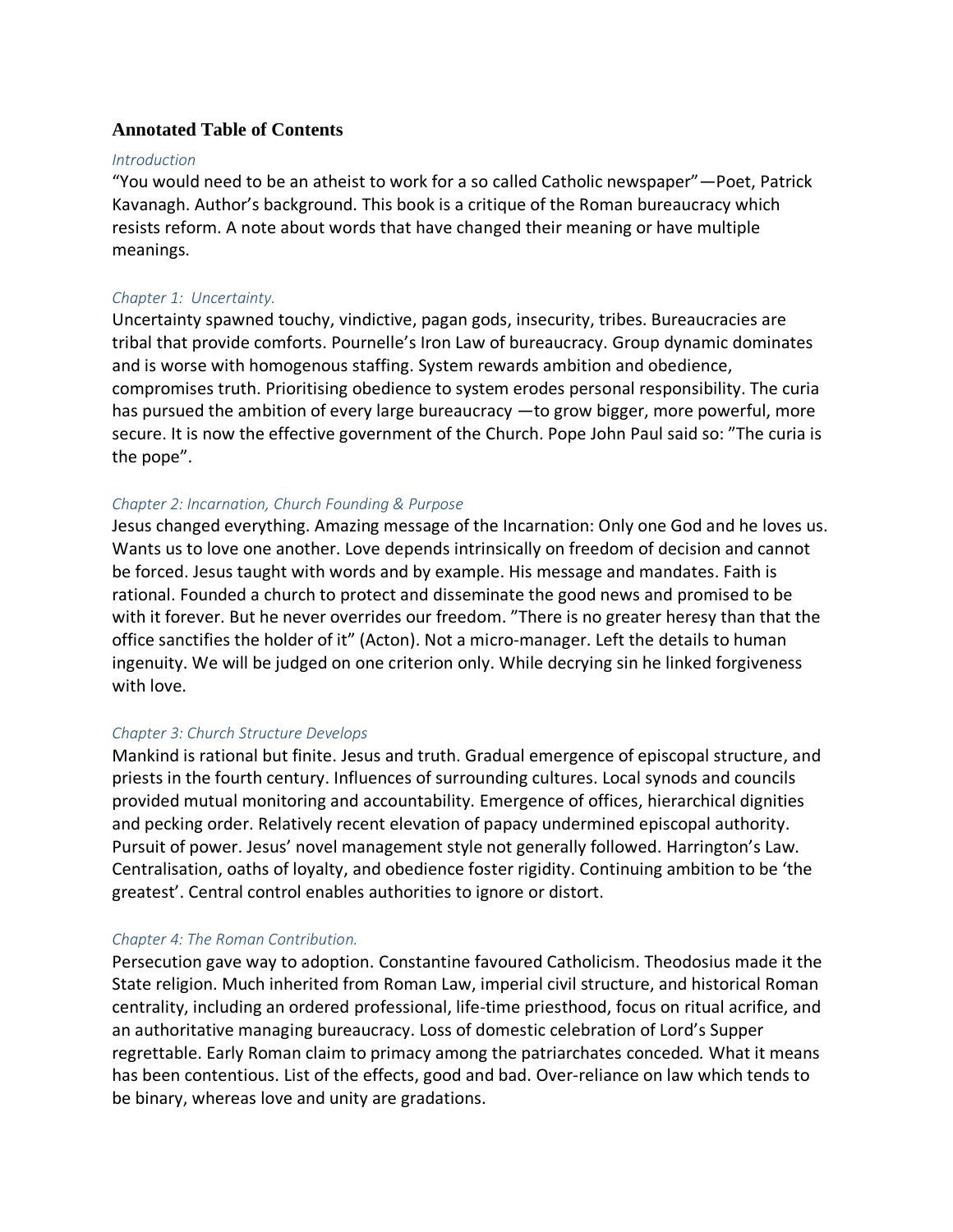## Annotated Table of Contents

*Introduction*

"You would need to be an atheist to work for a so called Catholic newspaper"—Poet, Patrick Kavanagh. Author's background. This book is a critique of the Roman bureaucracy which resists reform. A note about words that have changed their meaning or have multiple meanings.

*Chapter 1: Uncertainty.*

Uncertainty spawned touchy, vindictive, pagan gods, insecurity, tribes. Bureaucracies are tribal that provide comforts. Pournelle's Iron Law of bureaucracy. Group dynamic dominates and is worse with homogenous staffing. System rewards ambition and obedience, compromises truth. Prioritising obedience to system erodes personal responsibility. The curia has pursued the ambition of every large bureaucracy —to grow bigger, more powerful, more secure. It is now the effective government of the Church. Pope John Paul said so: "The curia is the pope".

*Chapter 2: Incarnation, Church Founding & Purpose*

Jesus changed everything. Amazing message of the Incarnation: Only one God and he loves us. Wants us to love one another. Love depends intrinsically on freedom of decision and cannot be forced. Jesus taught with words and by example. His message and mandates. Faith is rational. Founded a church to protect and disseminate the good news and promised to be with it forever. But he never overrides our freedom. "There is no greater heresy than that the office sanctifies the holder of it" (Acton). Not a micro-manager. Left the details to human ingenuity. We will be judged on one criterion only. While decrying sin he linked forgiveness with love.

*Chapter 3: Church Structure Develops*

Mankind is rational but finite. Jesus and truth. Gradual emergence of episcopal structure, and priests in the fourth century. Influences of surrounding cultures. Local synods and councils provided mutual monitoring and accountability. Emergence of offices, hierarchical dignities and pecking order. Relatively recent elevation of papacy undermined episcopal authority. Pursuit of power. Jesus' novel management style not generally followed. Harrington's Law. Centralisation, oaths of loyalty, and obedience foster rigidity. Continuing ambition to be 'the greatest'. Central control enables authorities to ignore or distort.

*Chapter 4: The Roman Contribution.*

Persecution gave way to adoption. Constantine favoured Catholicism. Theodosius made it the State religion. Much inherited from Roman Law, imperial civil structure, and historical Roman centrality, including an ordered professional, life-time priesthood, focus on ritual acrifice, and an authoritative managing bureaucracy. Loss of domestic celebration of Lord's Supper regrettable. Early Roman claim to primacy among the patriarchates conceded. What it means has been contentious. List of the effects, good and bad. Over-reliance on law which tends to be binary, whereas love and unity are gradations.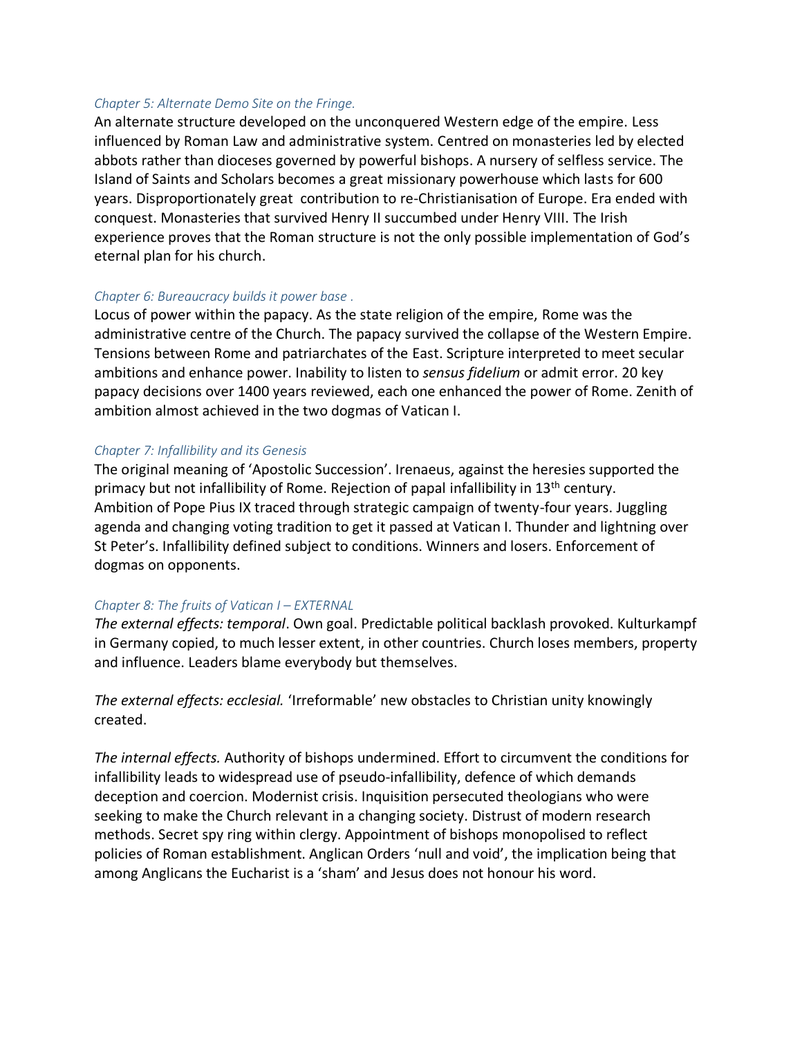*Chapter 5: Alternate Demo Site on the Fringe.*

An alternate structure developed on the unconquered Western edge of the empire. Less influenced by Roman Law and administrative system. Centred on monasteries led by elected abbots rather than dioceses governed by powerful bishops. A nursery of selfless service. The Island of Saints and Scholars becomes a great missionary powerhouse which lasts for 600 years. Disproportionately great contribution to re-Christianisation of Europe. Era ended with conquest. Monasteries that survived Henry II succumbed under Henry VIII. The Irish experience proves that the Roman structure is not the only possible implementation of God's eternal plan for his church.

*Chapter 6: Bureaucracy builds it power base .*

Locus of power within the papacy. As the state religion of the empire, Rome was the administrative centre of the Church. The papacy survived the collapse of the Western Empire. Tensions between Rome and patriarchates of the East. Scripture interpreted to meet secular ambitions and enhance power. Inability to listen to *sensus fidelium* or admit error. 20 key papacy decisions over 1400 years reviewed, each one enhanced the power of Rome. Zenith of ambition almost achieved in the two dogmas of Vatican I.

*Chapter 7: Infallibility and its Genesis*

The original meaning of 'Apostolic Succession'. Irenaeus, against the heresies supported the primacy but not infallibility of Rome. Rejection of papal infallibility in 13th century. Ambition of Pope Pius IX traced through strategic campaign of twenty-four years. Juggling agenda and changing voting tradition to get it passed at Vatican I. Thunder and lightning over St Peter's. Infallibility defined subject to conditions. Winners and losers. Enforcement of dogmas on opponents.

*Chapter 8: The fruits of Vatican I – EXTERNAL*

*The external effects: temporal*. Own goal. Predictable political backlash provoked. Kulturkampf in Germany copied, to much lesser extent, in other countries. Church loses members, property and influence. Leaders blame everybody but themselves.

*The external effects: ecclesial.* 'Irreformable' new obstacles to Christian unity knowingly created.

*The internal effects.* Authority of bishops undermined. Effort to circumvent the conditions for infallibility leads to widespread use of pseudo-infallibility, defence of which demands deception and coercion. Modernist crisis. Inquisition persecuted theologians who were seeking to make the Church relevant in a changing society. Distrust of modern research methods. Secret spy ring within clergy. Appointment of bishops monopolised to reflect policies of Roman establishment. Anglican Orders 'null and void', the implication being that among Anglicans the Eucharist is a 'sham' and Jesus does not honour his word.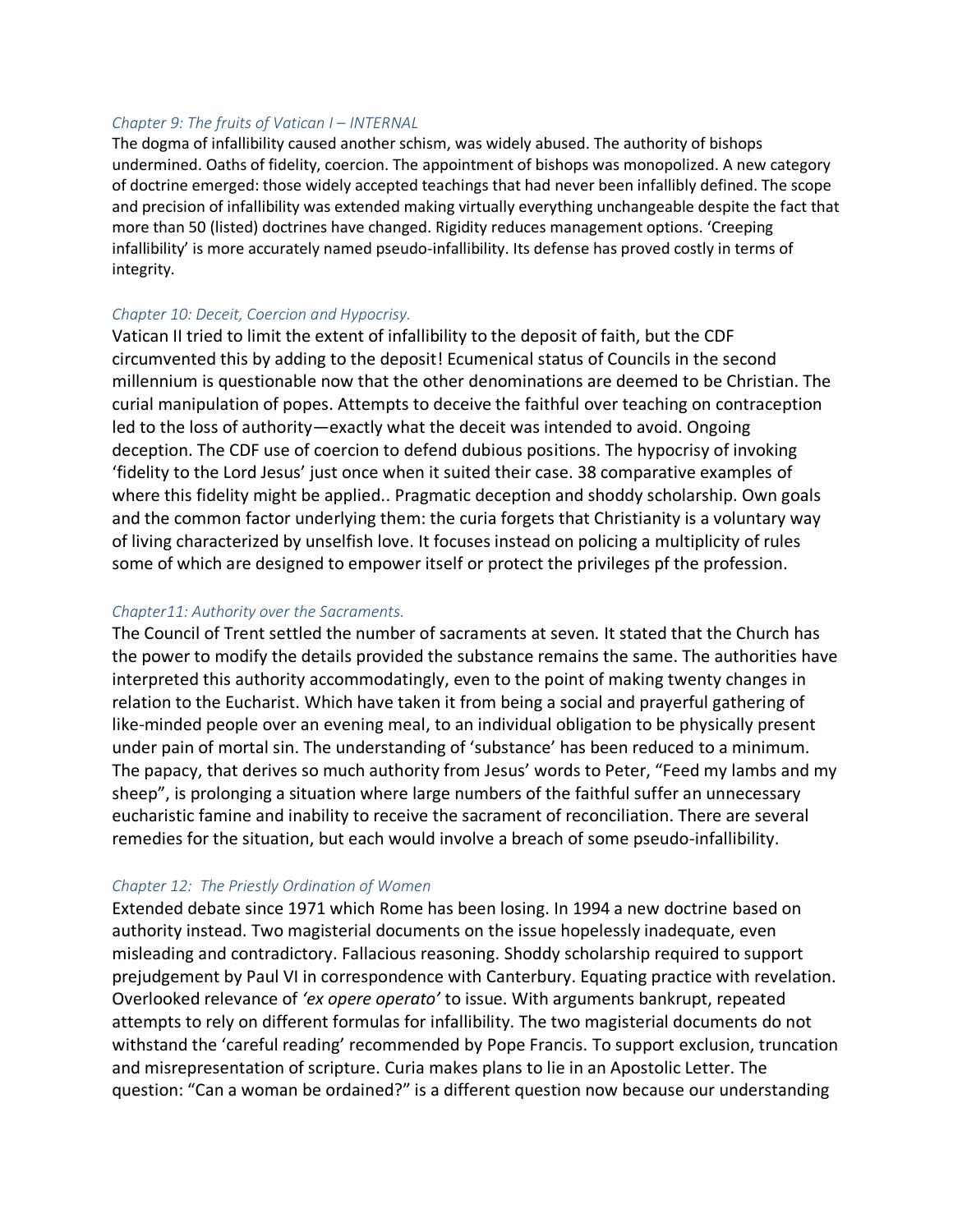*Chapter 9: The fruits of Vatican I – INTERNAL*

The dogma of infallibility caused another schism, was widely abused. The authority of bishops undermined. Oaths of fidelity, coercion. The appointment of bishops was monopolized. A new category of doctrine emerged: those widely accepted teachings that had never been infallibly defined. The scope and precision of infallibility was extended making virtually everything unchangeable despite the fact that more than 50 (listed) doctrines have changed. Rigidity reduces management options. 'Creeping infallibility' is more accurately named pseudo-infallibility. Its defense has proved costly in terms of integrity.

*Chapter 10: Deceit, Coercion and Hypocrisy.*

Vatican II tried to limit the extent of infallibility to the deposit of faith, but the CDF circumvented this by adding to the deposit! Ecumenical status of Councils in the second millennium is questionable now that the other denominations are deemed to be Christian. The curial manipulation of popes. Attempts to deceive the faithful over teaching on contraception led to the loss of authority—exactly what the deceit was intended to avoid. Ongoing deception. The CDF use of coercion to defend dubious positions. The hypocrisy of invoking 'fidelity to the Lord Jesus' just once when it suited their case. 38 comparative examples of where this fidelity might be applied.. Pragmatic deception and shoddy scholarship. Own goals and the common factor underlying them: the curia forgets that Christianity is a voluntary way of living characterized by unselfish love. It focuses instead on policing a multiplicity of rules some of which are designed to empower itself or protect the privileges pf the profession.

*Chapter11: Authority over the Sacraments.*

The Council of Trent settled the number of sacraments at seven. It stated that the Church has the power to modify the details provided the substance remains the same. The authorities have interpreted this authority accommodatingly, even to the point of making twenty changes in relation to the Eucharist. Which have taken it from being a social and prayerful gathering of like-minded people over an evening meal, to an individual obligation to be physically present under pain of mortal sin. The understanding of 'substance' has been reduced to a minimum. The papacy, that derives so much authority from Jesus' words to Peter, "Feed my lambs and my sheep", is prolonging a situation where large numbers of the faithful suffer an unnecessary eucharistic famine and inability to receive the sacrament of reconciliation. There are several remedies for the situation, but each would involve a breach of some pseudo-infallibility.

*Chapter 12: The Priestly Ordination of Women*

Extended debate since 1971 which Rome has been losing. In 1994 a new doctrine based on authority instead. Two magisterial documents on the issue hopelessly inadequate, even misleading and contradictory. Fallacious reasoning. Shoddy scholarship required to support prejudgement by Paul VI in correspondence with Canterbury. Equating practice with revelation. Overlooked relevance of *'ex opere operato'* to issue. With arguments bankrupt, repeated attempts to rely on different formulas for infallibility. The two magisterial documents do not withstand the 'careful reading' recommended by Pope Francis. To support exclusion, truncation and misrepresentation of scripture. Curia makes plans to lie in an Apostolic Letter. The question: "Can a woman be ordained?" is a different question now because our understanding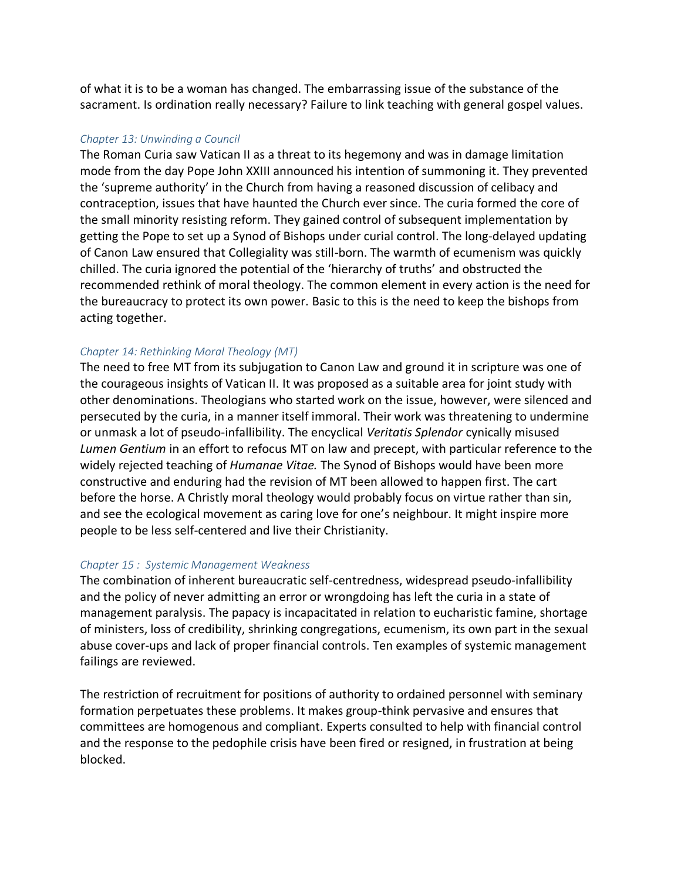of what it is to be a woman has changed. The embarrassing issue of the substance of the sacrament. Is ordination really necessary? Failure to link teaching with general gospel values.

### *Chapter 13: Unwinding a Council*

The Roman Curia saw Vatican II as a threat to its hegemony and was in damage limitation mode from the day Pope John XXIII announced his intention of summoning it. They prevented the 'supreme authority' in the Church from having a reasoned discussion of celibacy and contraception, issues that have haunted the Church ever since. The curia formed the core of the small minority resisting reform. They gained control of subsequent implementation by getting the Pope to set up a Synod of Bishops under curial control. The long-delayed updating of Canon Law ensured that Collegiality was still-born. The warmth of ecumenism was quickly chilled. The curia ignored the potential of the 'hierarchy of truths' and obstructed the recommended rethink of moral theology. The common element in every action is the need for the bureaucracy to protect its own power. Basic to this is the need to keep the bishops from acting together.

### *Chapter 14: Rethinking Moral Theology (MT)*

The need to free MT from its subjugation to Canon Law and ground it in scripture was one of the courageous insights of Vatican II. It was proposed as a suitable area for joint study with other denominations. Theologians who started work on the issue, however, were silenced and persecuted by the curia, in a manner itself immoral. Their work was threatening to undermine or unmask a lot of pseudo-infallibility. The encyclical *Veritatis Splendor* cynically misused *Lumen Gentium* in an effort to refocus MT on law and precept, with particular reference to the widely rejected teaching of *Humanae Vitae.* The Synod of Bishops would have been more constructive and enduring had the revision of MT been allowed to happen first. The cart before the horse. A Christly moral theology would probably focus on virtue rather than sin, and see the ecological movement as caring love for one's neighbour. It might inspire more people to be less self-centered and live their Christianity.

### *Chapter 15 : Systemic Management Weakness*

The combination of inherent bureaucratic self-centredness, widespread pseudo-infallibility and the policy of never admitting an error or wrongdoing has left the curia in a state of management paralysis. The papacy is incapacitated in relation to eucharistic famine, shortage of ministers, loss of credibility, shrinking congregations, ecumenism, its own part in the sexual abuse cover-ups and lack of proper financial controls. Ten examples of systemic management failings are reviewed.

The restriction of recruitment for positions of authority to ordained personnel with seminary formation perpetuates these problems. It makes group-think pervasive and ensures that committees are homogenous and compliant. Experts consulted to help with financial control and the response to the pedophile crisis have been fired or resigned, in frustration at being blocked.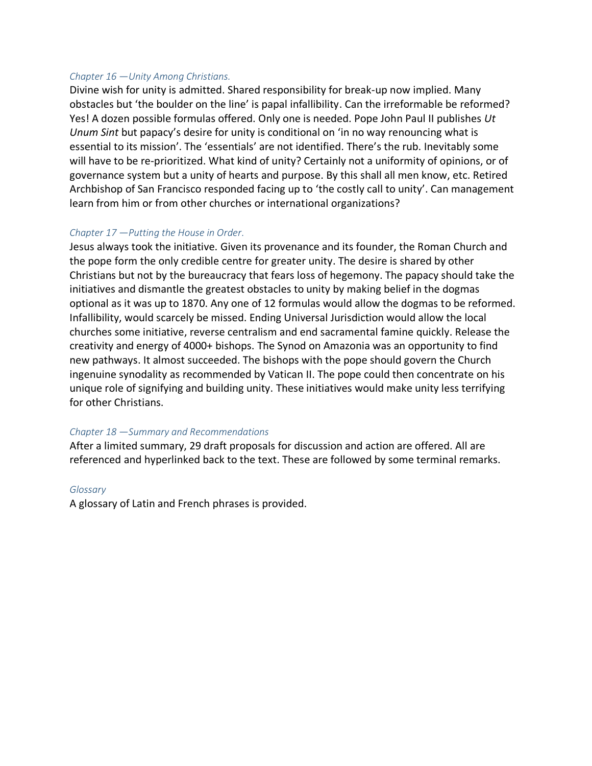*Chapter 16 —Unity Among Christians.*

Divine wish for unity is admitted. Shared responsibility for break-up now implied. Many obstacles but 'the boulder on the line' is papal infallibility. Can the irreformable be reformed? Yes! A dozen possible formulas offered. Only one is needed. Pope John Paul II publishes *Ut Unum Sint* but papacy's desire for unity is conditional on 'in no way renouncing what is essential to its mission'. The 'essentials' are not identified. There's the rub. Inevitably some will have to be re-prioritized. What kind of unity? Certainly not a uniformity of opinions, or of governance system but a unity of hearts and purpose. By this shall all men know, etc. Retired Archbishop of San Francisco responded facing up to 'the costly call to unity'. Can management learn from him or from other churches or international organizations?

*Chapter 17 —Putting the House in Order.*

Jesus always took the initiative. Given its provenance and its founder, the Roman Church and the pope form the only credible centre for greater unity. The desire is shared by other Christians but not by the bureaucracy that fears loss of hegemony. The papacy should take the initiatives and dismantle the greatest obstacles to unity by making belief in the dogmas optional as it was up to 1870. Any one of 12 formulas would allow the dogmas to be reformed. Infallibility, would scarcely be missed. Ending Universal Jurisdiction would allow the local churches some initiative, reverse centralism and end sacramental famine quickly. Release the creativity and energy of 4000+ bishops. The Synod on Amazonia was an opportunity to find new pathways. It almost succeeded. The bishops with the pope should govern the Church ingenuine synodality as recommended by Vatican II. The pope could then concentrate on his unique role of signifying and building unity. These initiatives would make unity less terrifying for other Christians.

*Chapter 18 —Summary and Recommendations*

After a limited summary, 29 draft proposals for discussion and action are offered. All are referenced and hyperlinked back to the text. These are followed by some terminal remarks.

*Glossary*

A glossary of Latin and French phrases is provided.